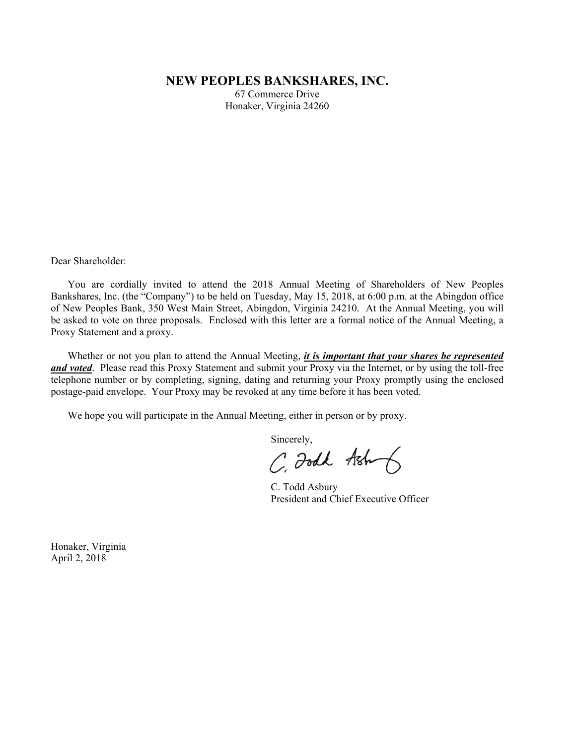# NEW PEOPLES BANKSHARES, INC.

67 Commerce Drive
Honaker, Virginia 24260

Dear Shareholder:

You are cordially invited to attend the 2018 Annual Meeting of Shareholders of New Peoples Bankshares, Inc. (the "Company") to be held on Tuesday, May 15, 2018, at 6:00 p.m. at the Abingdon office of New Peoples Bank, 350 West Main Street, Abingdon, Virginia 24210. At the Annual Meeting, you will be asked to vote on three proposals. Enclosed with this letter are a formal notice of the Annual Meeting, a Proxy Statement and a proxy.

Whether or not you plan to attend the Annual Meeting, ***it is important that your shares be represented and voted***. Please read this Proxy Statement and submit your Proxy via the Internet, or by using the toll-free telephone number or by completing, signing, dating and returning your Proxy promptly using the enclosed postage-paid envelope. Your Proxy may be revoked at any time before it has been voted.

We hope you will participate in the Annual Meeting, either in person or by proxy.

Sincerely,

C. Todd Asbury
President and Chief Executive Officer

Honaker, Virginia
April 2, 2018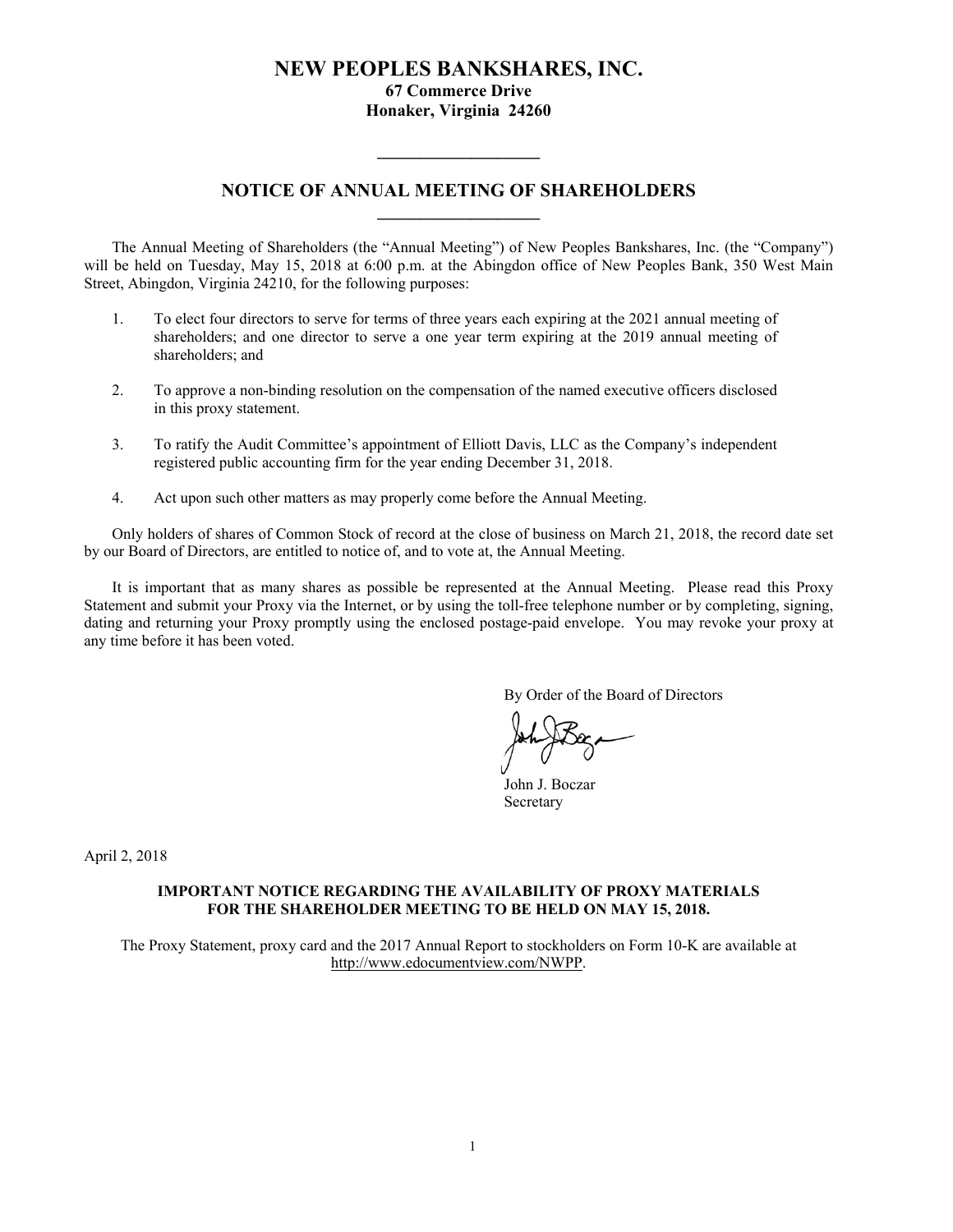# NEW PEOPLES BANKSHARES, INC.

**67 Commerce Drive**
**Honaker, Virginia 24260**

---

## NOTICE OF ANNUAL MEETING OF SHAREHOLDERS

---

The Annual Meeting of Shareholders (the "Annual Meeting") of New Peoples Bankshares, Inc. (the "Company") will be held on Tuesday, May 15, 2018 at 6:00 p.m. at the Abingdon office of New Peoples Bank, 350 West Main Street, Abingdon, Virginia 24210, for the following purposes:

1. To elect four directors to serve for terms of three years each expiring at the 2021 annual meeting of shareholders; and one director to serve a one year term expiring at the 2019 annual meeting of shareholders; and

2. To approve a non-binding resolution on the compensation of the named executive officers disclosed in this proxy statement.

3. To ratify the Audit Committee's appointment of Elliott Davis, LLC as the Company's independent registered public accounting firm for the year ending December 31, 2018.

4. Act upon such other matters as may properly come before the Annual Meeting.

Only holders of shares of Common Stock of record at the close of business on March 21, 2018, the record date set by our Board of Directors, are entitled to notice of, and to vote at, the Annual Meeting.

It is important that as many shares as possible be represented at the Annual Meeting. Please read this Proxy Statement and submit your Proxy via the Internet, or by using the toll-free telephone number or by completing, signing, dating and returning your Proxy promptly using the enclosed postage-paid envelope. You may revoke your proxy at any time before it has been voted.

By Order of the Board of Directors

John J. Boczar
Secretary

April 2, 2018

**IMPORTANT NOTICE REGARDING THE AVAILABILITY OF PROXY MATERIALS FOR THE SHAREHOLDER MEETING TO BE HELD ON MAY 15, 2018.**

The Proxy Statement, proxy card and the 2017 Annual Report to stockholders on Form 10-K are available at http://www.edocumentview.com/NWPP.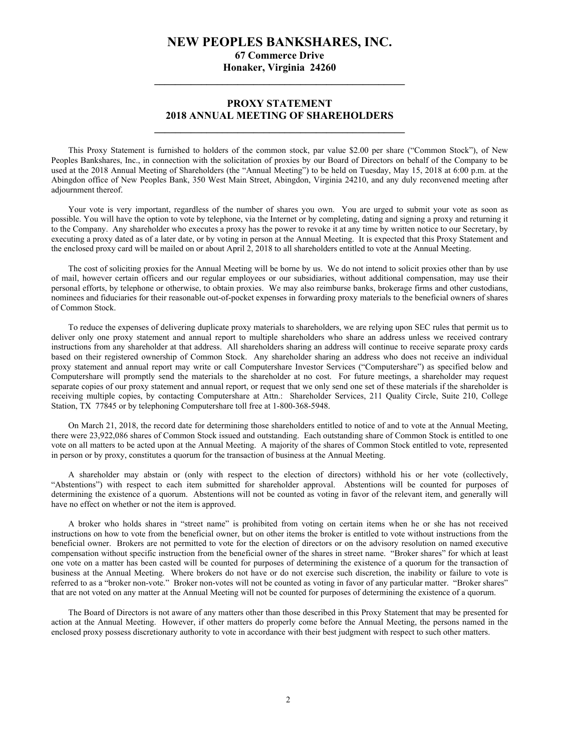# NEW PEOPLES BANKSHARES, INC.

**67 Commerce Drive**
**Honaker, Virginia 24260**

---

## PROXY STATEMENT
## 2018 ANNUAL MEETING OF SHAREHOLDERS

---

This Proxy Statement is furnished to holders of the common stock, par value $2.00 per share ("Common Stock"), of New Peoples Bankshares, Inc., in connection with the solicitation of proxies by our Board of Directors on behalf of the Company to be used at the 2018 Annual Meeting of Shareholders (the "Annual Meeting") to be held on Tuesday, May 15, 2018 at 6:00 p.m. at the Abingdon office of New Peoples Bank, 350 West Main Street, Abingdon, Virginia 24210, and any duly reconvened meeting after adjournment thereof.

Your vote is very important, regardless of the number of shares you own. You are urged to submit your vote as soon as possible. You will have the option to vote by telephone, via the Internet or by completing, dating and signing a proxy and returning it to the Company. Any shareholder who executes a proxy has the power to revoke it at any time by written notice to our Secretary, by executing a proxy dated as of a later date, or by voting in person at the Annual Meeting. It is expected that this Proxy Statement and the enclosed proxy card will be mailed on or about April 2, 2018 to all shareholders entitled to vote at the Annual Meeting.

The cost of soliciting proxies for the Annual Meeting will be borne by us. We do not intend to solicit proxies other than by use of mail, however certain officers and our regular employees or our subsidiaries, without additional compensation, may use their personal efforts, by telephone or otherwise, to obtain proxies. We may also reimburse banks, brokerage firms and other custodians, nominees and fiduciaries for their reasonable out-of-pocket expenses in forwarding proxy materials to the beneficial owners of shares of Common Stock.

To reduce the expenses of delivering duplicate proxy materials to shareholders, we are relying upon SEC rules that permit us to deliver only one proxy statement and annual report to multiple shareholders who share an address unless we received contrary instructions from any shareholder at that address. All shareholders sharing an address will continue to receive separate proxy cards based on their registered ownership of Common Stock. Any shareholder sharing an address who does not receive an individual proxy statement and annual report may write or call Computershare Investor Services ("Computershare") as specified below and Computershare will promptly send the materials to the shareholder at no cost. For future meetings, a shareholder may request separate copies of our proxy statement and annual report, or request that we only send one set of these materials if the shareholder is receiving multiple copies, by contacting Computershare at Attn.: Shareholder Services, 211 Quality Circle, Suite 210, College Station, TX 77845 or by telephoning Computershare toll free at 1-800-368-5948.

On March 21, 2018, the record date for determining those shareholders entitled to notice of and to vote at the Annual Meeting, there were 23,922,086 shares of Common Stock issued and outstanding. Each outstanding share of Common Stock is entitled to one vote on all matters to be acted upon at the Annual Meeting. A majority of the shares of Common Stock entitled to vote, represented in person or by proxy, constitutes a quorum for the transaction of business at the Annual Meeting.

A shareholder may abstain or (only with respect to the election of directors) withhold his or her vote (collectively, "Abstentions") with respect to each item submitted for shareholder approval. Abstentions will be counted for purposes of determining the existence of a quorum. Abstentions will not be counted as voting in favor of the relevant item, and generally will have no effect on whether or not the item is approved.

A broker who holds shares in "street name" is prohibited from voting on certain items when he or she has not received instructions on how to vote from the beneficial owner, but on other items the broker is entitled to vote without instructions from the beneficial owner. Brokers are not permitted to vote for the election of directors or on the advisory resolution on named executive compensation without specific instruction from the beneficial owner of the shares in street name. "Broker shares" for which at least one vote on a matter has been casted will be counted for purposes of determining the existence of a quorum for the transaction of business at the Annual Meeting. Where brokers do not have or do not exercise such discretion, the inability or failure to vote is referred to as a "broker non-vote." Broker non-votes will not be counted as voting in favor of any particular matter. "Broker shares" that are not voted on any matter at the Annual Meeting will not be counted for purposes of determining the existence of a quorum.

The Board of Directors is not aware of any matters other than those described in this Proxy Statement that may be presented for action at the Annual Meeting. However, if other matters do properly come before the Annual Meeting, the persons named in the enclosed proxy possess discretionary authority to vote in accordance with their best judgment with respect to such other matters.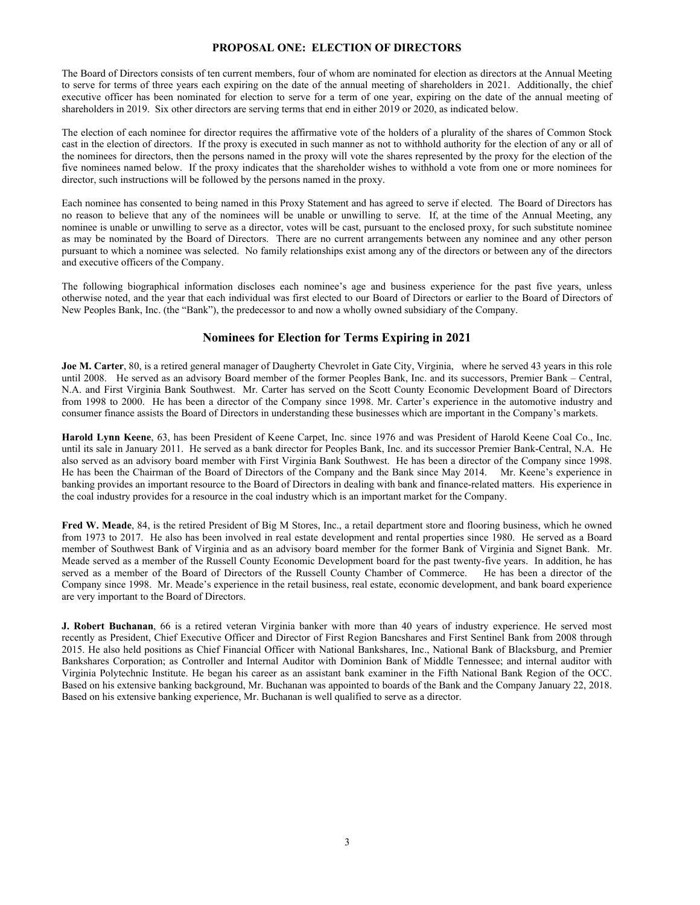## PROPOSAL ONE: ELECTION OF DIRECTORS

The Board of Directors consists of ten current members, four of whom are nominated for election as directors at the Annual Meeting to serve for terms of three years each expiring on the date of the annual meeting of shareholders in 2021. Additionally, the chief executive officer has been nominated for election to serve for a term of one year, expiring on the date of the annual meeting of shareholders in 2019. Six other directors are serving terms that end in either 2019 or 2020, as indicated below.

The election of each nominee for director requires the affirmative vote of the holders of a plurality of the shares of Common Stock cast in the election of directors. If the proxy is executed in such manner as not to withhold authority for the election of any or all of the nominees for directors, then the persons named in the proxy will vote the shares represented by the proxy for the election of the five nominees named below. If the proxy indicates that the shareholder wishes to withhold a vote from one or more nominees for director, such instructions will be followed by the persons named in the proxy.

Each nominee has consented to being named in this Proxy Statement and has agreed to serve if elected. The Board of Directors has no reason to believe that any of the nominees will be unable or unwilling to serve. If, at the time of the Annual Meeting, any nominee is unable or unwilling to serve as a director, votes will be cast, pursuant to the enclosed proxy, for such substitute nominee as may be nominated by the Board of Directors. There are no current arrangements between any nominee and any other person pursuant to which a nominee was selected. No family relationships exist among any of the directors or between any of the directors and executive officers of the Company.

The following biographical information discloses each nominee's age and business experience for the past five years, unless otherwise noted, and the year that each individual was first elected to our Board of Directors or earlier to the Board of Directors of New Peoples Bank, Inc. (the "Bank"), the predecessor to and now a wholly owned subsidiary of the Company.

## Nominees for Election for Terms Expiring in 2021

**Joe M. Carter**, 80, is a retired general manager of Daugherty Chevrolet in Gate City, Virginia, where he served 43 years in this role until 2008. He served as an advisory Board member of the former Peoples Bank, Inc. and its successors, Premier Bank – Central, N.A. and First Virginia Bank Southwest. Mr. Carter has served on the Scott County Economic Development Board of Directors from 1998 to 2000. He has been a director of the Company since 1998. Mr. Carter's experience in the automotive industry and consumer finance assists the Board of Directors in understanding these businesses which are important in the Company's markets.

**Harold Lynn Keene**, 63, has been President of Keene Carpet, Inc. since 1976 and was President of Harold Keene Coal Co., Inc. until its sale in January 2011. He served as a bank director for Peoples Bank, Inc. and its successor Premier Bank-Central, N.A. He also served as an advisory board member with First Virginia Bank Southwest. He has been a director of the Company since 1998. He has been the Chairman of the Board of Directors of the Company and the Bank since May 2014. Mr. Keene's experience in banking provides an important resource to the Board of Directors in dealing with bank and finance-related matters. His experience in the coal industry provides for a resource in the coal industry which is an important market for the Company.

**Fred W. Meade**, 84, is the retired President of Big M Stores, Inc., a retail department store and flooring business, which he owned from 1973 to 2017. He also has been involved in real estate development and rental properties since 1980. He served as a Board member of Southwest Bank of Virginia and as an advisory board member for the former Bank of Virginia and Signet Bank. Mr. Meade served as a member of the Russell County Economic Development board for the past twenty-five years. In addition, he has served as a member of the Board of Directors of the Russell County Chamber of Commerce. He has been a director of the Company since 1998. Mr. Meade's experience in the retail business, real estate, economic development, and bank board experience are very important to the Board of Directors.

**J. Robert Buchanan**, 66 is a retired veteran Virginia banker with more than 40 years of industry experience. He served most recently as President, Chief Executive Officer and Director of First Region Bancshares and First Sentinel Bank from 2008 through 2015. He also held positions as Chief Financial Officer with National Bankshares, Inc., National Bank of Blacksburg, and Premier Bankshares Corporation; as Controller and Internal Auditor with Dominion Bank of Middle Tennessee; and internal auditor with Virginia Polytechnic Institute. He began his career as an assistant bank examiner in the Fifth National Bank Region of the OCC. Based on his extensive banking background, Mr. Buchanan was appointed to boards of the Bank and the Company January 22, 2018. Based on his extensive banking experience, Mr. Buchanan is well qualified to serve as a director.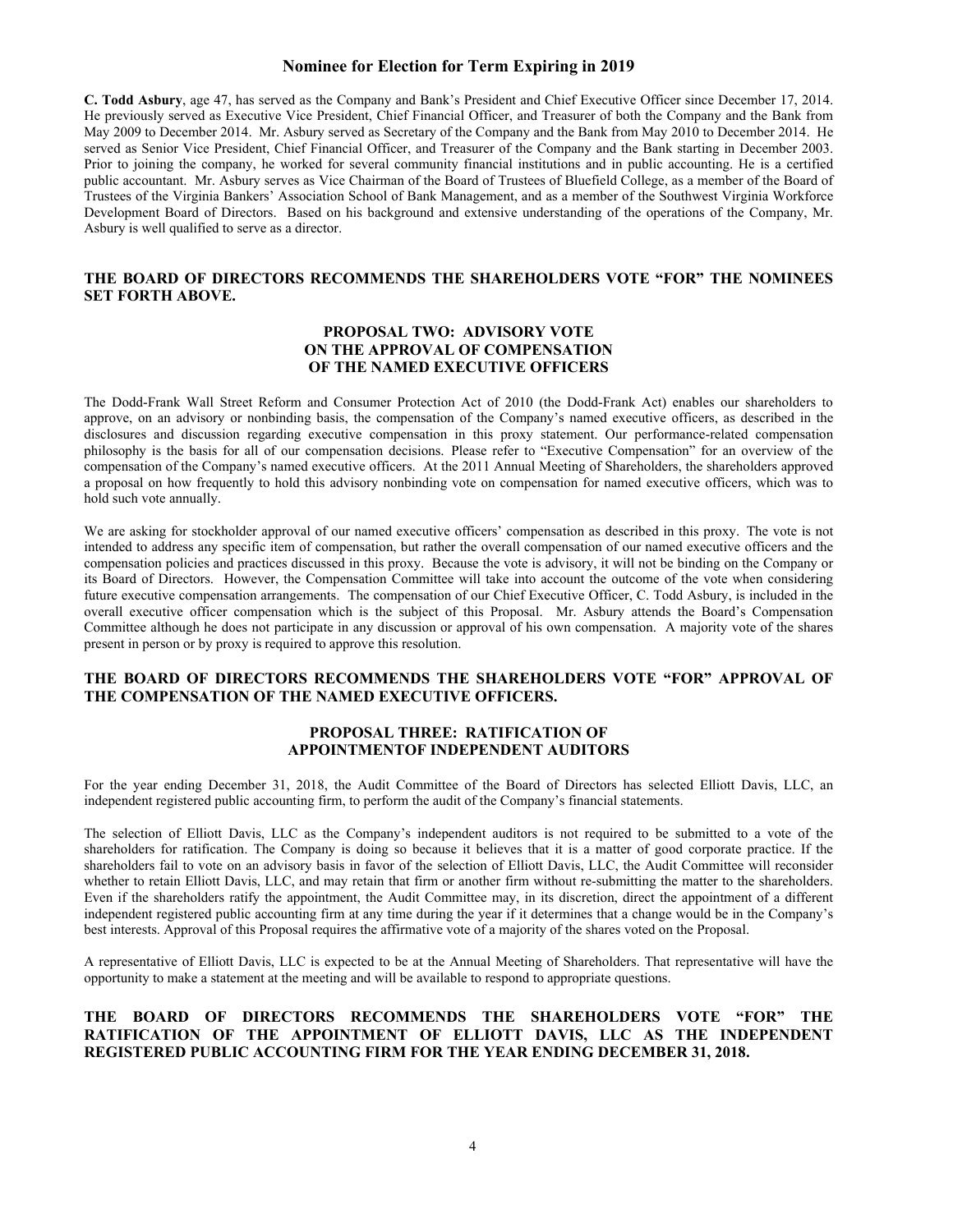## Nominee for Election for Term Expiring in 2019

**C. Todd Asbury**, age 47, has served as the Company and Bank's President and Chief Executive Officer since December 17, 2014. He previously served as Executive Vice President, Chief Financial Officer, and Treasurer of both the Company and the Bank from May 2009 to December 2014. Mr. Asbury served as Secretary of the Company and the Bank from May 2010 to December 2014. He served as Senior Vice President, Chief Financial Officer, and Treasurer of the Company and the Bank starting in December 2003. Prior to joining the company, he worked for several community financial institutions and in public accounting. He is a certified public accountant. Mr. Asbury serves as Vice Chairman of the Board of Trustees of Bluefield College, as a member of the Board of Trustees of the Virginia Bankers' Association School of Bank Management, and as a member of the Southwest Virginia Workforce Development Board of Directors. Based on his background and extensive understanding of the operations of the Company, Mr. Asbury is well qualified to serve as a director.

**THE BOARD OF DIRECTORS RECOMMENDS THE SHAREHOLDERS VOTE "FOR" THE NOMINEES SET FORTH ABOVE.**

## PROPOSAL TWO: ADVISORY VOTE ON THE APPROVAL OF COMPENSATION OF THE NAMED EXECUTIVE OFFICERS

The Dodd-Frank Wall Street Reform and Consumer Protection Act of 2010 (the Dodd-Frank Act) enables our shareholders to approve, on an advisory or nonbinding basis, the compensation of the Company's named executive officers, as described in the disclosures and discussion regarding executive compensation in this proxy statement. Our performance-related compensation philosophy is the basis for all of our compensation decisions. Please refer to "Executive Compensation" for an overview of the compensation of the Company's named executive officers. At the 2011 Annual Meeting of Shareholders, the shareholders approved a proposal on how frequently to hold this advisory nonbinding vote on compensation for named executive officers, which was to hold such vote annually.

We are asking for stockholder approval of our named executive officers' compensation as described in this proxy. The vote is not intended to address any specific item of compensation, but rather the overall compensation of our named executive officers and the compensation policies and practices discussed in this proxy. Because the vote is advisory, it will not be binding on the Company or its Board of Directors. However, the Compensation Committee will take into account the outcome of the vote when considering future executive compensation arrangements. The compensation of our Chief Executive Officer, C. Todd Asbury, is included in the overall executive officer compensation which is the subject of this Proposal. Mr. Asbury attends the Board's Compensation Committee although he does not participate in any discussion or approval of his own compensation. A majority vote of the shares present in person or by proxy is required to approve this resolution.

**THE BOARD OF DIRECTORS RECOMMENDS THE SHAREHOLDERS VOTE "FOR" APPROVAL OF THE COMPENSATION OF THE NAMED EXECUTIVE OFFICERS.**

## PROPOSAL THREE: RATIFICATION OF APPOINTMENTOF INDEPENDENT AUDITORS

For the year ending December 31, 2018, the Audit Committee of the Board of Directors has selected Elliott Davis, LLC, an independent registered public accounting firm, to perform the audit of the Company's financial statements.

The selection of Elliott Davis, LLC as the Company's independent auditors is not required to be submitted to a vote of the shareholders for ratification. The Company is doing so because it believes that it is a matter of good corporate practice. If the shareholders fail to vote on an advisory basis in favor of the selection of Elliott Davis, LLC, the Audit Committee will reconsider whether to retain Elliott Davis, LLC, and may retain that firm or another firm without re-submitting the matter to the shareholders. Even if the shareholders ratify the appointment, the Audit Committee may, in its discretion, direct the appointment of a different independent registered public accounting firm at any time during the year if it determines that a change would be in the Company's best interests. Approval of this Proposal requires the affirmative vote of a majority of the shares voted on the Proposal.

A representative of Elliott Davis, LLC is expected to be at the Annual Meeting of Shareholders. That representative will have the opportunity to make a statement at the meeting and will be available to respond to appropriate questions.

**THE BOARD OF DIRECTORS RECOMMENDS THE SHAREHOLDERS VOTE "FOR" THE RATIFICATION OF THE APPOINTMENT OF ELLIOTT DAVIS, LLC AS THE INDEPENDENT REGISTERED PUBLIC ACCOUNTING FIRM FOR THE YEAR ENDING DECEMBER 31, 2018.**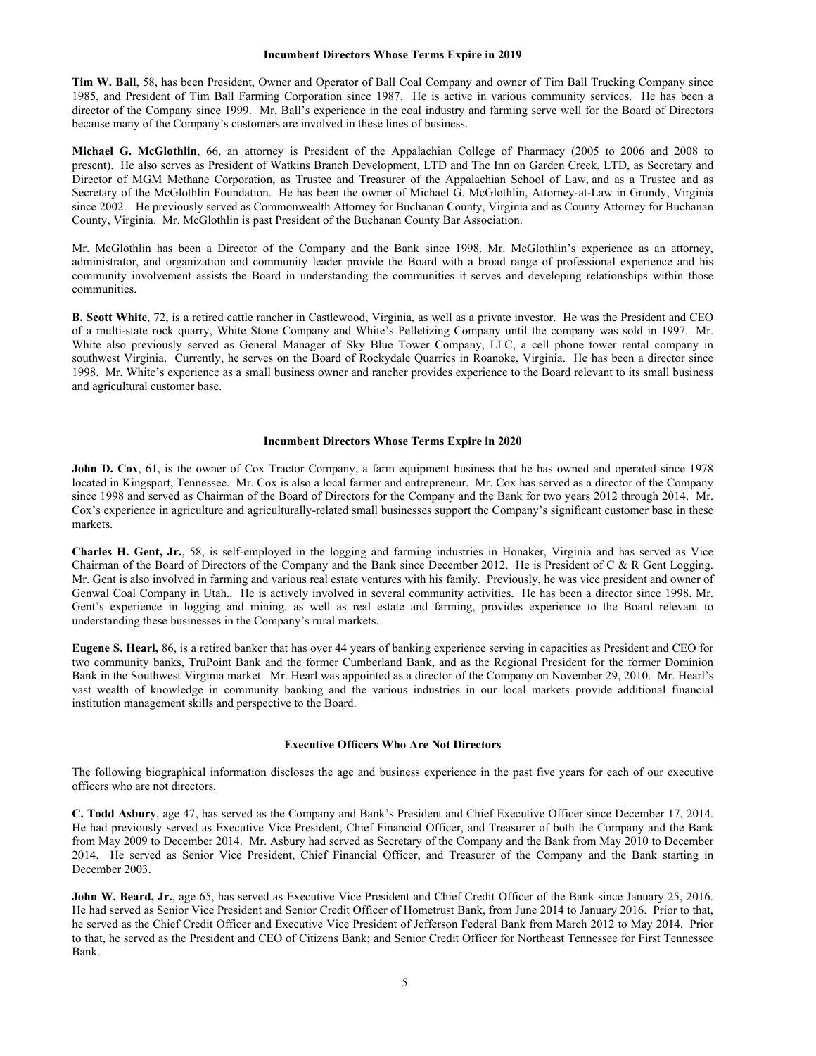### Incumbent Directors Whose Terms Expire in 2019

**Tim W. Ball**, 58, has been President, Owner and Operator of Ball Coal Company and owner of Tim Ball Trucking Company since 1985, and President of Tim Ball Farming Corporation since 1987. He is active in various community services. He has been a director of the Company since 1999. Mr. Ball's experience in the coal industry and farming serve well for the Board of Directors because many of the Company's customers are involved in these lines of business.

**Michael G. McGlothlin**, 66, an attorney is President of the Appalachian College of Pharmacy (2005 to 2006 and 2008 to present). He also serves as President of Watkins Branch Development, LTD and The Inn on Garden Creek, LTD, as Secretary and Director of MGM Methane Corporation, as Trustee and Treasurer of the Appalachian School of Law, and as a Trustee and as Secretary of the McGlothlin Foundation. He has been the owner of Michael G. McGlothlin, Attorney-at-Law in Grundy, Virginia since 2002. He previously served as Commonwealth Attorney for Buchanan County, Virginia and as County Attorney for Buchanan County, Virginia. Mr. McGlothlin is past President of the Buchanan County Bar Association.

Mr. McGlothlin has been a Director of the Company and the Bank since 1998. Mr. McGlothlin's experience as an attorney, administrator, and organization and community leader provide the Board with a broad range of professional experience and his community involvement assists the Board in understanding the communities it serves and developing relationships within those communities.

**B. Scott White**, 72, is a retired cattle rancher in Castlewood, Virginia, as well as a private investor. He was the President and CEO of a multi-state rock quarry, White Stone Company and White's Pelletizing Company until the company was sold in 1997. Mr. White also previously served as General Manager of Sky Blue Tower Company, LLC, a cell phone tower rental company in southwest Virginia. Currently, he serves on the Board of Rockydale Quarries in Roanoke, Virginia. He has been a director since 1998. Mr. White's experience as a small business owner and rancher provides experience to the Board relevant to its small business and agricultural customer base.

### Incumbent Directors Whose Terms Expire in 2020

**John D. Cox**, 61, is the owner of Cox Tractor Company, a farm equipment business that he has owned and operated since 1978 located in Kingsport, Tennessee. Mr. Cox is also a local farmer and entrepreneur. Mr. Cox has served as a director of the Company since 1998 and served as Chairman of the Board of Directors for the Company and the Bank for two years 2012 through 2014. Mr. Cox's experience in agriculture and agriculturally-related small businesses support the Company's significant customer base in these markets.

**Charles H. Gent, Jr.**, 58, is self-employed in the logging and farming industries in Honaker, Virginia and has served as Vice Chairman of the Board of Directors of the Company and the Bank since December 2012. He is President of C & R Gent Logging. Mr. Gent is also involved in farming and various real estate ventures with his family. Previously, he was vice president and owner of Genwal Coal Company in Utah.. He is actively involved in several community activities. He has been a director since 1998. Mr. Gent's experience in logging and mining, as well as real estate and farming, provides experience to the Board relevant to understanding these businesses in the Company's rural markets.

**Eugene S. Hearl,** 86, is a retired banker that has over 44 years of banking experience serving in capacities as President and CEO for two community banks, TruPoint Bank and the former Cumberland Bank, and as the Regional President for the former Dominion Bank in the Southwest Virginia market. Mr. Hearl was appointed as a director of the Company on November 29, 2010. Mr. Hearl's vast wealth of knowledge in community banking and the various industries in our local markets provide additional financial institution management skills and perspective to the Board.

### Executive Officers Who Are Not Directors

The following biographical information discloses the age and business experience in the past five years for each of our executive officers who are not directors.

**C. Todd Asbury**, age 47, has served as the Company and Bank's President and Chief Executive Officer since December 17, 2014. He had previously served as Executive Vice President, Chief Financial Officer, and Treasurer of both the Company and the Bank from May 2009 to December 2014. Mr. Asbury had served as Secretary of the Company and the Bank from May 2010 to December 2014. He served as Senior Vice President, Chief Financial Officer, and Treasurer of the Company and the Bank starting in December 2003.

**John W. Beard, Jr.**, age 65, has served as Executive Vice President and Chief Credit Officer of the Bank since January 25, 2016. He had served as Senior Vice President and Senior Credit Officer of Hometrust Bank, from June 2014 to January 2016. Prior to that, he served as the Chief Credit Officer and Executive Vice President of Jefferson Federal Bank from March 2012 to May 2014. Prior to that, he served as the President and CEO of Citizens Bank; and Senior Credit Officer for Northeast Tennessee for First Tennessee Bank.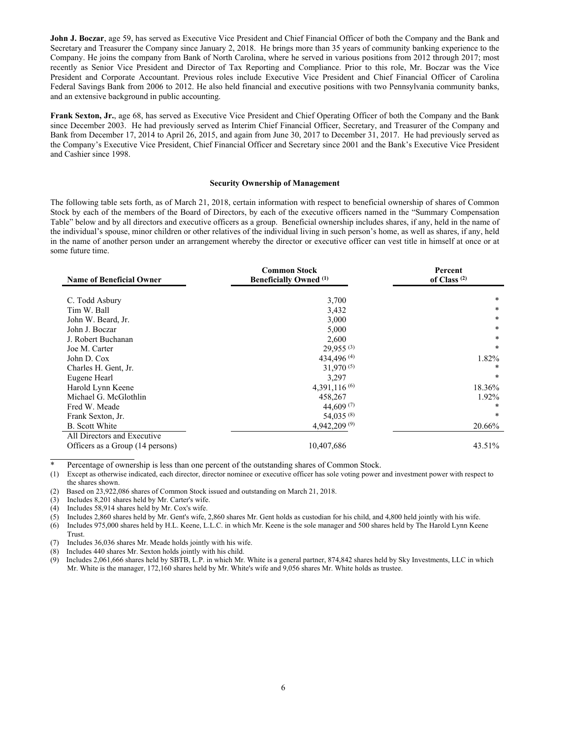**John J. Boczar**, age 59, has served as Executive Vice President and Chief Financial Officer of both the Company and the Bank and Secretary and Treasurer the Company since January 2, 2018. He brings more than 35 years of community banking experience to the Company. He joins the company from Bank of North Carolina, where he served in various positions from 2012 through 2017; most recently as Senior Vice President and Director of Tax Reporting and Compliance. Prior to this role, Mr. Boczar was the Vice President and Corporate Accountant. Previous roles include Executive Vice President and Chief Financial Officer of Carolina Federal Savings Bank from 2006 to 2012. He also held financial and executive positions with two Pennsylvania community banks, and an extensive background in public accounting.

**Frank Sexton, Jr.**, age 68, has served as Executive Vice President and Chief Operating Officer of both the Company and the Bank since December 2003. He had previously served as Interim Chief Financial Officer, Secretary, and Treasurer of the Company and Bank from December 17, 2014 to April 26, 2015, and again from June 30, 2017 to December 31, 2017. He had previously served as the Company's Executive Vice President, Chief Financial Officer and Secretary since 2001 and the Bank's Executive Vice President and Cashier since 1998.

### Security Ownership of Management

The following table sets forth, as of March 21, 2018, certain information with respect to beneficial ownership of shares of Common Stock by each of the members of the Board of Directors, by each of the executive officers named in the "Summary Compensation Table" below and by all directors and executive officers as a group. Beneficial ownership includes shares, if any, held in the name of the individual's spouse, minor children or other relatives of the individual living in such person's home, as well as shares, if any, held in the name of another person under an arrangement whereby the director or executive officer can vest title in himself at once or at some future time.

| Name of Beneficial Owner | Common Stock Beneficially Owned (1) | Percent of Class (2) |
|---|---|---|
| C. Todd Asbury | 3,700 | * |
| Tim W. Ball | 3,432 | * |
| John W. Beard, Jr. | 3,000 | * |
| John J. Boczar | 5,000 | * |
| J. Robert Buchanan | 2,600 | * |
| Joe M. Carter | 29,955 (3) | * |
| John D. Cox | 434,496 (4) | 1.82% |
| Charles H. Gent, Jr. | 31,970 (5) | * |
| Eugene Hearl | 3,297 | * |
| Harold Lynn Keene | 4,391,116 (6) | 18.36% |
| Michael G. McGlothlin | 458,267 | 1.92% |
| Fred W. Meade | 44,609 (7) | * |
| Frank Sexton, Jr. | 54,035 (8) | * |
| B. Scott White | 4,942,209 (9) | 20.66% |
| All Directors and Executive Officers as a Group (14 persons) | 10,407,686 | 43.51% |

\* Percentage of ownership is less than one percent of the outstanding shares of Common Stock.

(1) Except as otherwise indicated, each director, director nominee or executive officer has sole voting power and investment power with respect to the shares shown.

(2) Based on 23,922,086 shares of Common Stock issued and outstanding on March 21, 2018.

(3) Includes 8,201 shares held by Mr. Carter's wife.

(4) Includes 58,914 shares held by Mr. Cox's wife.

(5) Includes 2,860 shares held by Mr. Gent's wife, 2,860 shares Mr. Gent holds as custodian for his child, and 4,800 held jointly with his wife.

(6) Includes 975,000 shares held by H.L. Keene, L.L.C. in which Mr. Keene is the sole manager and 500 shares held by The Harold Lynn Keene Trust.

(7) Includes 36,036 shares Mr. Meade holds jointly with his wife.

(8) Includes 440 shares Mr. Sexton holds jointly with his child.

(9) Includes 2,061,666 shares held by SBTB, L.P. in which Mr. White is a general partner, 874,842 shares held by Sky Investments, LLC in which Mr. White is the manager, 172,160 shares held by Mr. White's wife and 9,056 shares Mr. White holds as trustee.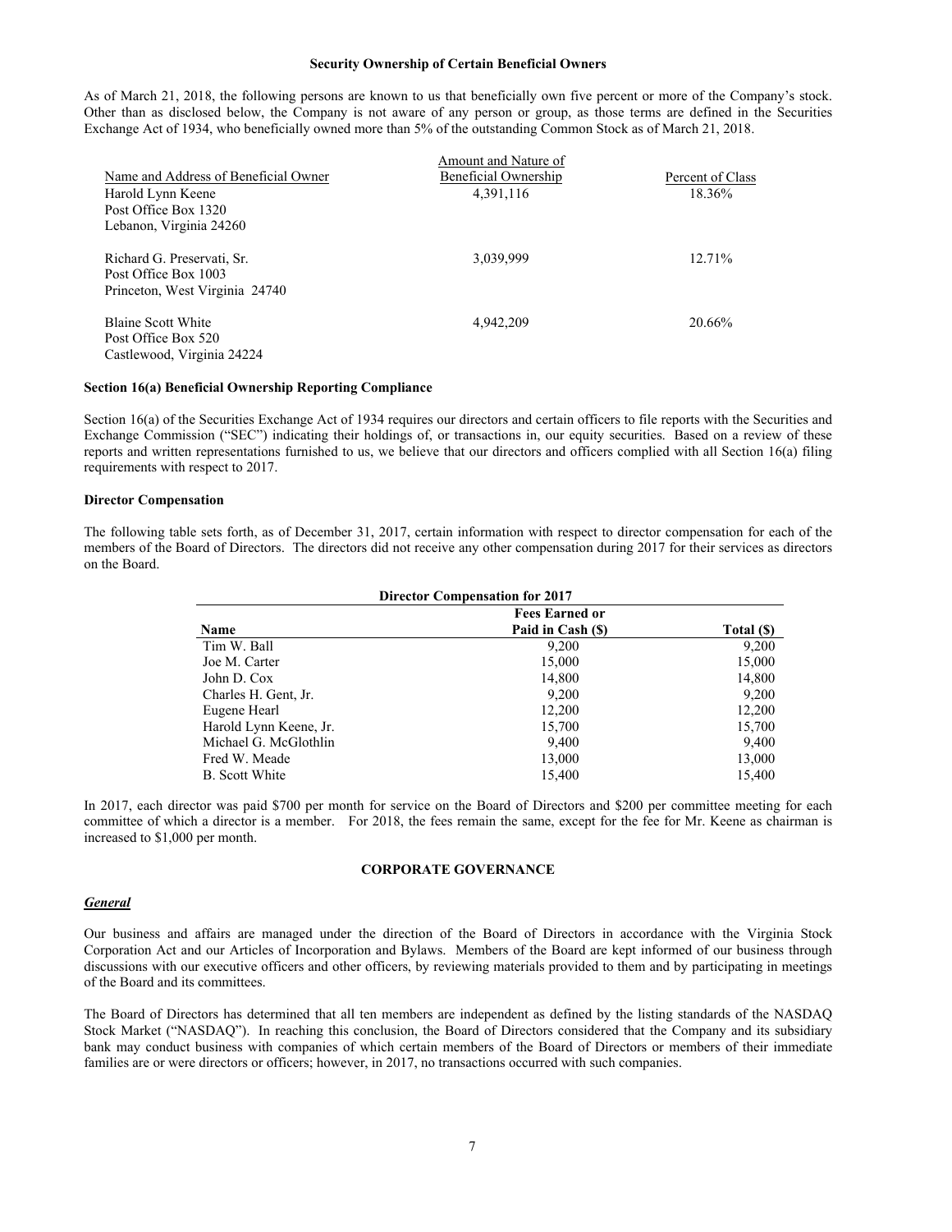**Security Ownership of Certain Beneficial Owners**

As of March 21, 2018, the following persons are known to us that beneficially own five percent or more of the Company's stock. Other than as disclosed below, the Company is not aware of any person or group, as those terms are defined in the Securities Exchange Act of 1934, who beneficially owned more than 5% of the outstanding Common Stock as of March 21, 2018.

| Name and Address of Beneficial Owner | Amount and Nature of Beneficial Ownership | Percent of Class |
|---|---|---|
| Harold Lynn Keene<br>Post Office Box 1320<br>Lebanon, Virginia 24260 | 4,391,116 | 18.36% |
| Richard G. Preservati, Sr.<br>Post Office Box 1003<br>Princeton, West Virginia 24740 | 3,039,999 | 12.71% |
| Blaine Scott White<br>Post Office Box 520<br>Castlewood, Virginia 24224 | 4,942,209 | 20.66% |

**Section 16(a) Beneficial Ownership Reporting Compliance**

Section 16(a) of the Securities Exchange Act of 1934 requires our directors and certain officers to file reports with the Securities and Exchange Commission ("SEC") indicating their holdings of, or transactions in, our equity securities. Based on a review of these reports and written representations furnished to us, we believe that our directors and officers complied with all Section 16(a) filing requirements with respect to 2017.

**Director Compensation**

The following table sets forth, as of December 31, 2017, certain information with respect to director compensation for each of the members of the Board of Directors. The directors did not receive any other compensation during 2017 for their services as directors on the Board.

**Director Compensation for 2017**

| Name | Fees Earned or Paid in Cash ($) | Total ($) |
|---|---|---|
| Tim W. Ball | 9,200 | 9,200 |
| Joe M. Carter | 15,000 | 15,000 |
| John D. Cox | 14,800 | 14,800 |
| Charles H. Gent, Jr. | 9,200 | 9,200 |
| Eugene Hearl | 12,200 | 12,200 |
| Harold Lynn Keene, Jr. | 15,700 | 15,700 |
| Michael G. McGlothlin | 9,400 | 9,400 |
| Fred W. Meade | 13,000 | 13,000 |
| B. Scott White | 15,400 | 15,400 |

In 2017, each director was paid $700 per month for service on the Board of Directors and $200 per committee meeting for each committee of which a director is a member. For 2018, the fees remain the same, except for the fee for Mr. Keene as chairman is increased to $1,000 per month.

## CORPORATE GOVERNANCE

***General***

Our business and affairs are managed under the direction of the Board of Directors in accordance with the Virginia Stock Corporation Act and our Articles of Incorporation and Bylaws. Members of the Board are kept informed of our business through discussions with our executive officers and other officers, by reviewing materials provided to them and by participating in meetings of the Board and its committees.

The Board of Directors has determined that all ten members are independent as defined by the listing standards of the NASDAQ Stock Market ("NASDAQ"). In reaching this conclusion, the Board of Directors considered that the Company and its subsidiary bank may conduct business with companies of which certain members of the Board of Directors or members of their immediate families are or were directors or officers; however, in 2017, no transactions occurred with such companies.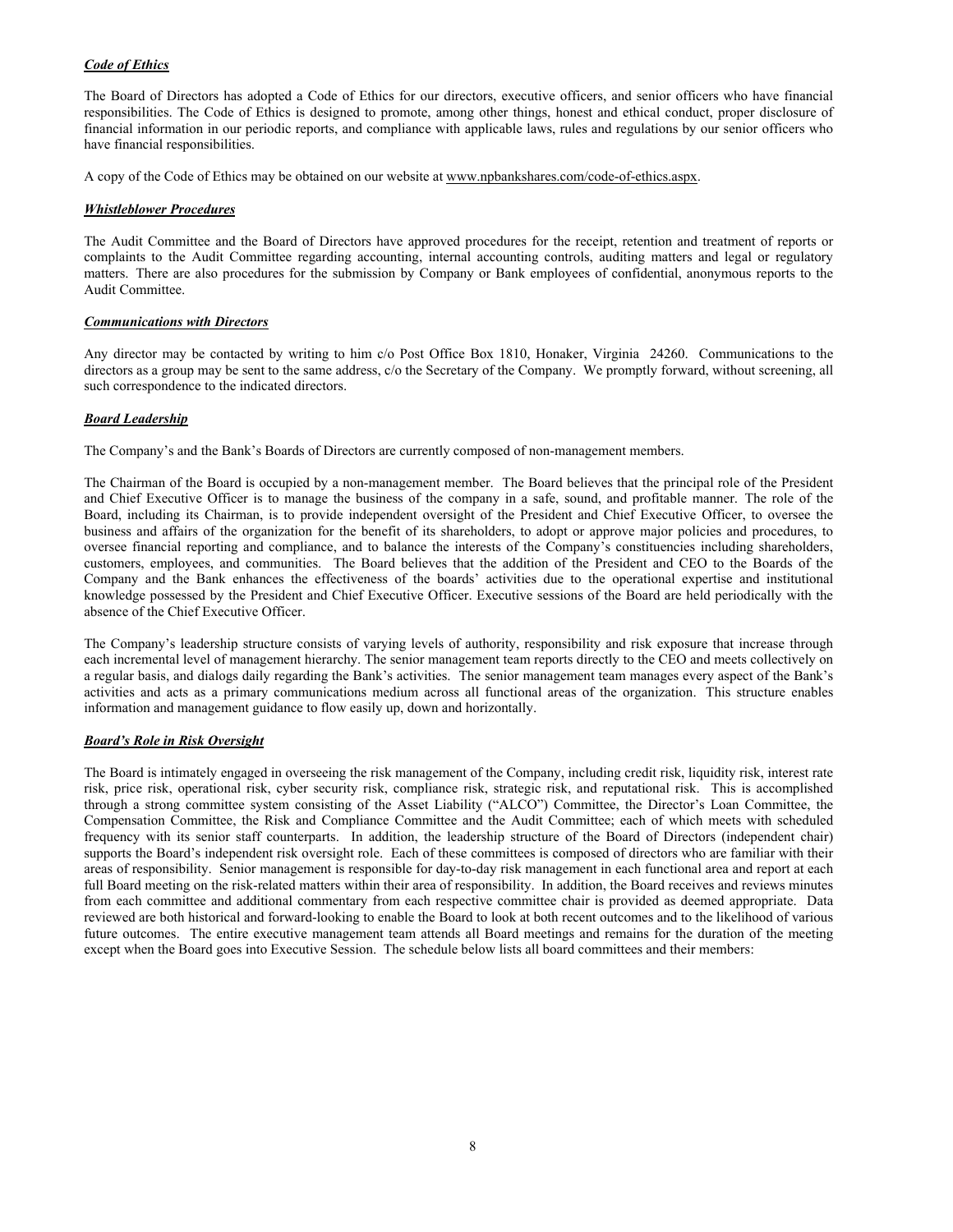### ***Code of Ethics***

The Board of Directors has adopted a Code of Ethics for our directors, executive officers, and senior officers who have financial responsibilities. The Code of Ethics is designed to promote, among other things, honest and ethical conduct, proper disclosure of financial information in our periodic reports, and compliance with applicable laws, rules and regulations by our senior officers who have financial responsibilities.

A copy of the Code of Ethics may be obtained on our website at www.npbankshares.com/code-of-ethics.aspx.

### ***Whistleblower Procedures***

The Audit Committee and the Board of Directors have approved procedures for the receipt, retention and treatment of reports or complaints to the Audit Committee regarding accounting, internal accounting controls, auditing matters and legal or regulatory matters. There are also procedures for the submission by Company or Bank employees of confidential, anonymous reports to the Audit Committee.

### ***Communications with Directors***

Any director may be contacted by writing to him c/o Post Office Box 1810, Honaker, Virginia 24260. Communications to the directors as a group may be sent to the same address, c/o the Secretary of the Company. We promptly forward, without screening, all such correspondence to the indicated directors.

### ***Board Leadership***

The Company's and the Bank's Boards of Directors are currently composed of non-management members.

The Chairman of the Board is occupied by a non-management member. The Board believes that the principal role of the President and Chief Executive Officer is to manage the business of the company in a safe, sound, and profitable manner. The role of the Board, including its Chairman, is to provide independent oversight of the President and Chief Executive Officer, to oversee the business and affairs of the organization for the benefit of its shareholders, to adopt or approve major policies and procedures, to oversee financial reporting and compliance, and to balance the interests of the Company's constituencies including shareholders, customers, employees, and communities. The Board believes that the addition of the President and CEO to the Boards of the Company and the Bank enhances the effectiveness of the boards' activities due to the operational expertise and institutional knowledge possessed by the President and Chief Executive Officer. Executive sessions of the Board are held periodically with the absence of the Chief Executive Officer.

The Company's leadership structure consists of varying levels of authority, responsibility and risk exposure that increase through each incremental level of management hierarchy. The senior management team reports directly to the CEO and meets collectively on a regular basis, and dialogs daily regarding the Bank's activities. The senior management team manages every aspect of the Bank's activities and acts as a primary communications medium across all functional areas of the organization. This structure enables information and management guidance to flow easily up, down and horizontally.

### ***Board's Role in Risk Oversight***

The Board is intimately engaged in overseeing the risk management of the Company, including credit risk, liquidity risk, interest rate risk, price risk, operational risk, cyber security risk, compliance risk, strategic risk, and reputational risk. This is accomplished through a strong committee system consisting of the Asset Liability ("ALCO") Committee, the Director's Loan Committee, the Compensation Committee, the Risk and Compliance Committee and the Audit Committee; each of which meets with scheduled frequency with its senior staff counterparts. In addition, the leadership structure of the Board of Directors (independent chair) supports the Board's independent risk oversight role. Each of these committees is composed of directors who are familiar with their areas of responsibility. Senior management is responsible for day-to-day risk management in each functional area and report at each full Board meeting on the risk-related matters within their area of responsibility. In addition, the Board receives and reviews minutes from each committee and additional commentary from each respective committee chair is provided as deemed appropriate. Data reviewed are both historical and forward-looking to enable the Board to look at both recent outcomes and to the likelihood of various future outcomes. The entire executive management team attends all Board meetings and remains for the duration of the meeting except when the Board goes into Executive Session. The schedule below lists all board committees and their members: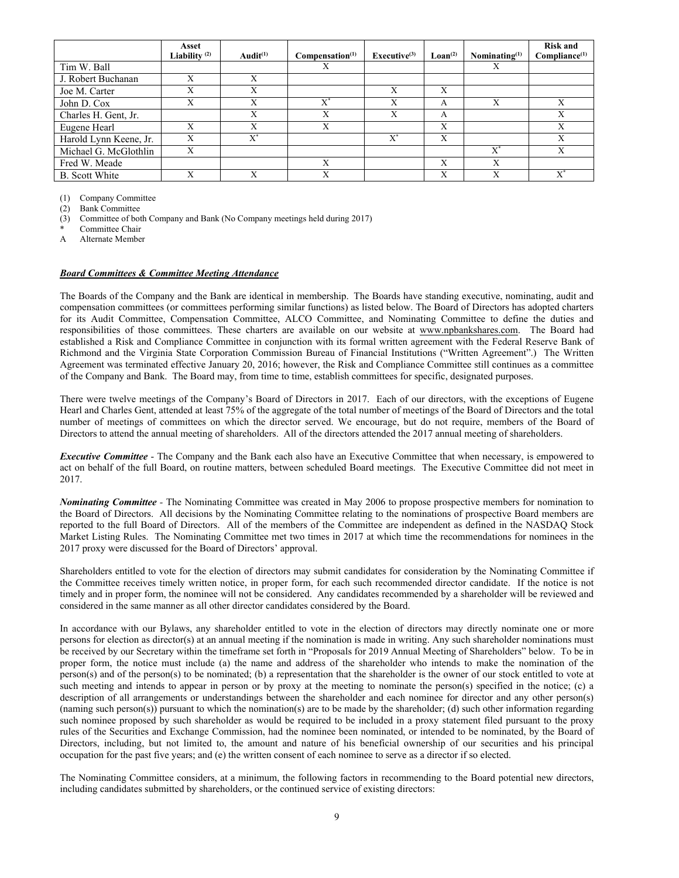| | Asset Liability [(2)] | Audit[(1)] | Compensation[(1)] | Executive[(3)] | Loan[(2)] | Nominating[(1)] | Risk and Compliance[(1)] |
|---|---|---|---|---|---|---|---|
| Tim W. Ball | | | X | | | X | |
| J. Robert Buchanan | X | X | | | | | |
| Joe M. Carter | X | X | | X | X | | |
| John D. Cox | X | X | X* | X | A | X | X |
| Charles H. Gent, Jr. | | X | X | X | A | | X |
| Eugene Hearl | X | X | X | | X | | X |
| Harold Lynn Keene, Jr. | X | X* | | X* | X | | X |
| Michael G. McGlothlin | X | | | | | X* | X |
| Fred W. Meade | | | X | | X | X | |
| B. Scott White | X | X | X | | X | X | X* |

(1) Company Committee
(2) Bank Committee
(3) Committee of both Company and Bank (No Company meetings held during 2017)
* Committee Chair
A Alternate Member

***Board Committees & Committee Meeting Attendance***

The Boards of the Company and the Bank are identical in membership. The Boards have standing executive, nominating, audit and compensation committees (or committees performing similar functions) as listed below. The Board of Directors has adopted charters for its Audit Committee, Compensation Committee, ALCO Committee, and Nominating Committee to define the duties and responsibilities of those committees. These charters are available on our website at www.npbankshares.com. The Board had established a Risk and Compliance Committee in conjunction with its formal written agreement with the Federal Reserve Bank of Richmond and the Virginia State Corporation Commission Bureau of Financial Institutions ("Written Agreement".) The Written Agreement was terminated effective January 20, 2016; however, the Risk and Compliance Committee still continues as a committee of the Company and Bank. The Board may, from time to time, establish committees for specific, designated purposes.

There were twelve meetings of the Company's Board of Directors in 2017. Each of our directors, with the exceptions of Eugene Hearl and Charles Gent, attended at least 75% of the aggregate of the total number of meetings of the Board of Directors and the total number of meetings of committees on which the director served. We encourage, but do not require, members of the Board of Directors to attend the annual meeting of shareholders. All of the directors attended the 2017 annual meeting of shareholders.

***Executive Committee*** - The Company and the Bank each also have an Executive Committee that when necessary, is empowered to act on behalf of the full Board, on routine matters, between scheduled Board meetings. The Executive Committee did not meet in 2017.

***Nominating Committee*** - The Nominating Committee was created in May 2006 to propose prospective members for nomination to the Board of Directors. All decisions by the Nominating Committee relating to the nominations of prospective Board members are reported to the full Board of Directors. All of the members of the Committee are independent as defined in the NASDAQ Stock Market Listing Rules. The Nominating Committee met two times in 2017 at which time the recommendations for nominees in the 2017 proxy were discussed for the Board of Directors' approval.

Shareholders entitled to vote for the election of directors may submit candidates for consideration by the Nominating Committee if the Committee receives timely written notice, in proper form, for each such recommended director candidate. If the notice is not timely and in proper form, the nominee will not be considered. Any candidates recommended by a shareholder will be reviewed and considered in the same manner as all other director candidates considered by the Board.

In accordance with our Bylaws, any shareholder entitled to vote in the election of directors may directly nominate one or more persons for election as director(s) at an annual meeting if the nomination is made in writing. Any such shareholder nominations must be received by our Secretary within the timeframe set forth in "Proposals for 2019 Annual Meeting of Shareholders" below. To be in proper form, the notice must include (a) the name and address of the shareholder who intends to make the nomination of the person(s) and of the person(s) to be nominated; (b) a representation that the shareholder is the owner of our stock entitled to vote at such meeting and intends to appear in person or by proxy at the meeting to nominate the person(s) specified in the notice; (c) a description of all arrangements or understandings between the shareholder and each nominee for director and any other person(s) (naming such person(s)) pursuant to which the nomination(s) are to be made by the shareholder; (d) such other information regarding such nominee proposed by such shareholder as would be required to be included in a proxy statement filed pursuant to the proxy rules of the Securities and Exchange Commission, had the nominee been nominated, or intended to be nominated, by the Board of Directors, including, but not limited to, the amount and nature of his beneficial ownership of our securities and his principal occupation for the past five years; and (e) the written consent of each nominee to serve as a director if so elected.

The Nominating Committee considers, at a minimum, the following factors in recommending to the Board potential new directors, including candidates submitted by shareholders, or the continued service of existing directors: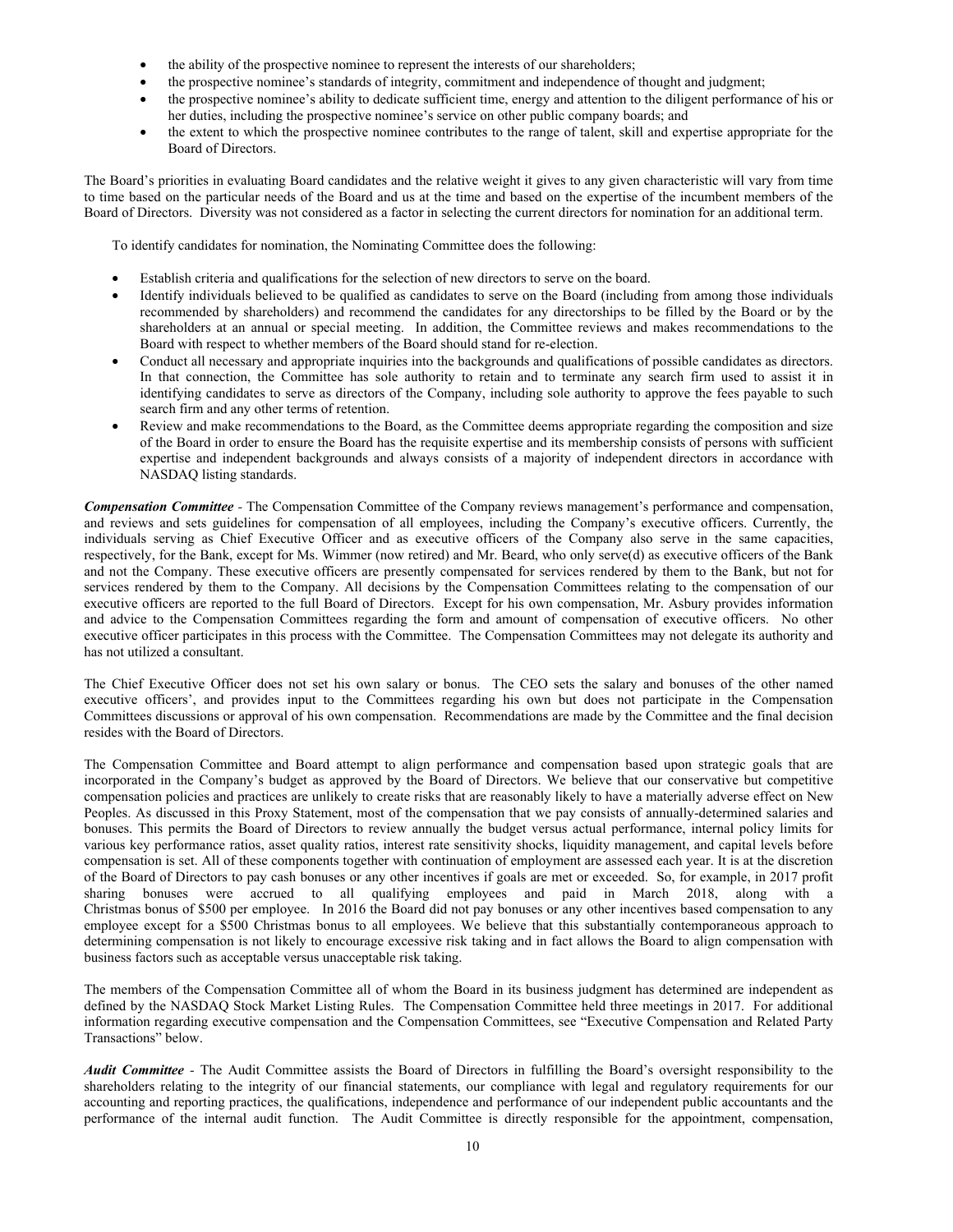- the ability of the prospective nominee to represent the interests of our shareholders;
- the prospective nominee's standards of integrity, commitment and independence of thought and judgment;
- the prospective nominee's ability to dedicate sufficient time, energy and attention to the diligent performance of his or her duties, including the prospective nominee's service on other public company boards; and
- the extent to which the prospective nominee contributes to the range of talent, skill and expertise appropriate for the Board of Directors.

The Board's priorities in evaluating Board candidates and the relative weight it gives to any given characteristic will vary from time to time based on the particular needs of the Board and us at the time and based on the expertise of the incumbent members of the Board of Directors. Diversity was not considered as a factor in selecting the current directors for nomination for an additional term.

To identify candidates for nomination, the Nominating Committee does the following:

- Establish criteria and qualifications for the selection of new directors to serve on the board.
- Identify individuals believed to be qualified as candidates to serve on the Board (including from among those individuals recommended by shareholders) and recommend the candidates for any directorships to be filled by the Board or by the shareholders at an annual or special meeting. In addition, the Committee reviews and makes recommendations to the Board with respect to whether members of the Board should stand for re-election.
- Conduct all necessary and appropriate inquiries into the backgrounds and qualifications of possible candidates as directors. In that connection, the Committee has sole authority to retain and to terminate any search firm used to assist it in identifying candidates to serve as directors of the Company, including sole authority to approve the fees payable to such search firm and any other terms of retention.
- Review and make recommendations to the Board, as the Committee deems appropriate regarding the composition and size of the Board in order to ensure the Board has the requisite expertise and its membership consists of persons with sufficient expertise and independent backgrounds and always consists of a majority of independent directors in accordance with NASDAQ listing standards.

***Compensation Committee*** - The Compensation Committee of the Company reviews management's performance and compensation, and reviews and sets guidelines for compensation of all employees, including the Company's executive officers. Currently, the individuals serving as Chief Executive Officer and as executive officers of the Company also serve in the same capacities, respectively, for the Bank, except for Ms. Wimmer (now retired) and Mr. Beard, who only serve(d) as executive officers of the Bank and not the Company. These executive officers are presently compensated for services rendered by them to the Bank, but not for services rendered by them to the Company. All decisions by the Compensation Committees relating to the compensation of our executive officers are reported to the full Board of Directors. Except for his own compensation, Mr. Asbury provides information and advice to the Compensation Committees regarding the form and amount of compensation of executive officers. No other executive officer participates in this process with the Committee. The Compensation Committees may not delegate its authority and has not utilized a consultant.

The Chief Executive Officer does not set his own salary or bonus. The CEO sets the salary and bonuses of the other named executive officers', and provides input to the Committees regarding his own but does not participate in the Compensation Committees discussions or approval of his own compensation. Recommendations are made by the Committee and the final decision resides with the Board of Directors.

The Compensation Committee and Board attempt to align performance and compensation based upon strategic goals that are incorporated in the Company's budget as approved by the Board of Directors. We believe that our conservative but competitive compensation policies and practices are unlikely to create risks that are reasonably likely to have a materially adverse effect on New Peoples. As discussed in this Proxy Statement, most of the compensation that we pay consists of annually-determined salaries and bonuses. This permits the Board of Directors to review annually the budget versus actual performance, internal policy limits for various key performance ratios, asset quality ratios, interest rate sensitivity shocks, liquidity management, and capital levels before compensation is set. All of these components together with continuation of employment are assessed each year. It is at the discretion of the Board of Directors to pay cash bonuses or any other incentives if goals are met or exceeded. So, for example, in 2017 profit sharing bonuses were accrued to all qualifying employees and paid in March 2018, along with a Christmas bonus of $500 per employee. In 2016 the Board did not pay bonuses or any other incentives based compensation to any employee except for a $500 Christmas bonus to all employees. We believe that this substantially contemporaneous approach to determining compensation is not likely to encourage excessive risk taking and in fact allows the Board to align compensation with business factors such as acceptable versus unacceptable risk taking.

The members of the Compensation Committee all of whom the Board in its business judgment has determined are independent as defined by the NASDAQ Stock Market Listing Rules. The Compensation Committee held three meetings in 2017. For additional information regarding executive compensation and the Compensation Committees, see "Executive Compensation and Related Party Transactions" below.

***Audit Committee*** - The Audit Committee assists the Board of Directors in fulfilling the Board's oversight responsibility to the shareholders relating to the integrity of our financial statements, our compliance with legal and regulatory requirements for our accounting and reporting practices, the qualifications, independence and performance of our independent public accountants and the performance of the internal audit function. The Audit Committee is directly responsible for the appointment, compensation,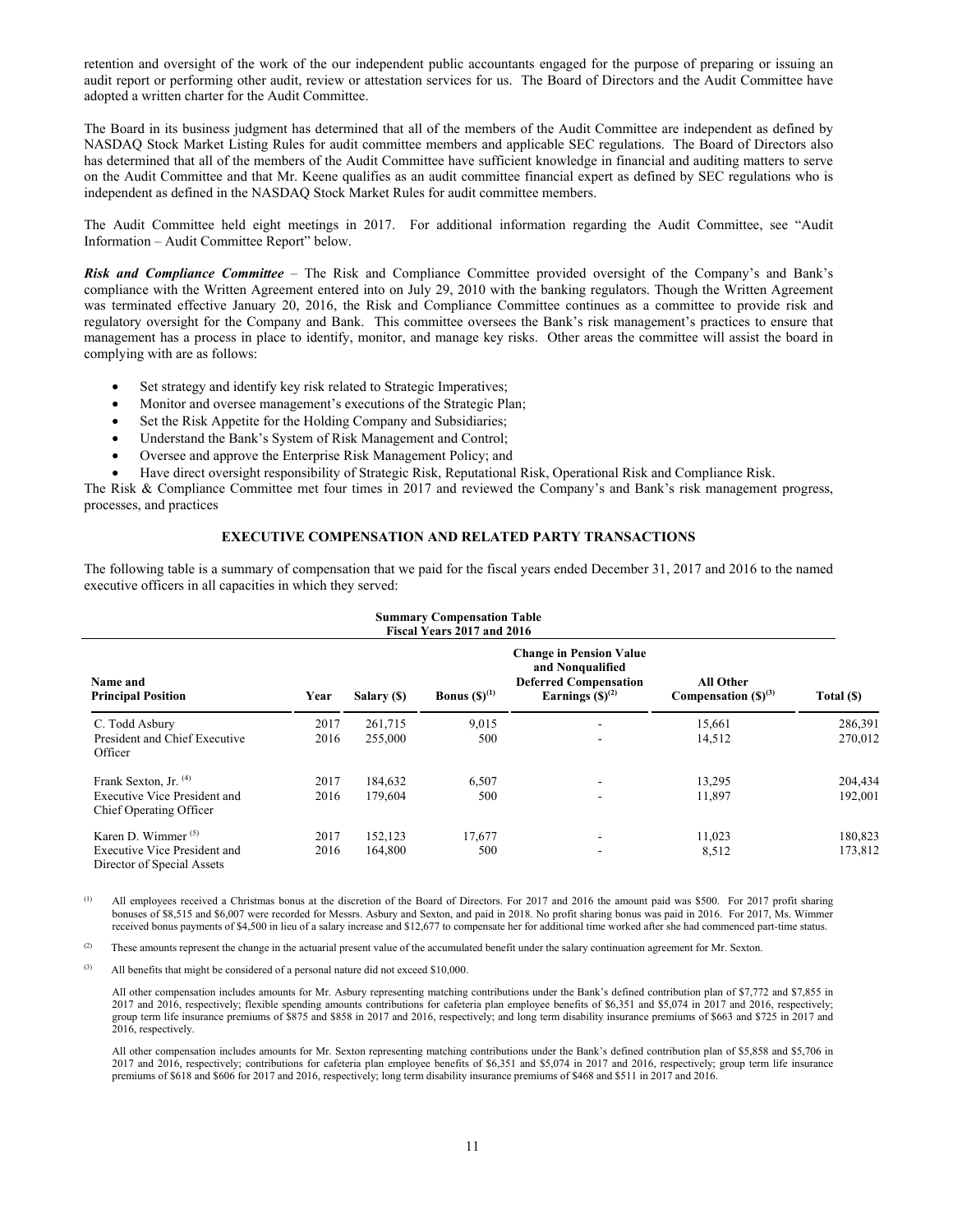retention and oversight of the work of the our independent public accountants engaged for the purpose of preparing or issuing an audit report or performing other audit, review or attestation services for us. The Board of Directors and the Audit Committee have adopted a written charter for the Audit Committee.

The Board in its business judgment has determined that all of the members of the Audit Committee are independent as defined by NASDAQ Stock Market Listing Rules for audit committee members and applicable SEC regulations. The Board of Directors also has determined that all of the members of the Audit Committee have sufficient knowledge in financial and auditing matters to serve on the Audit Committee and that Mr. Keene qualifies as an audit committee financial expert as defined by SEC regulations who is independent as defined in the NASDAQ Stock Market Rules for audit committee members.

The Audit Committee held eight meetings in 2017. For additional information regarding the Audit Committee, see "Audit Information – Audit Committee Report" below.

***Risk and Compliance Committee*** – The Risk and Compliance Committee provided oversight of the Company's and Bank's compliance with the Written Agreement entered into on July 29, 2010 with the banking regulators. Though the Written Agreement was terminated effective January 20, 2016, the Risk and Compliance Committee continues as a committee to provide risk and regulatory oversight for the Company and Bank. This committee oversees the Bank's risk management's practices to ensure that management has a process in place to identify, monitor, and manage key risks. Other areas the committee will assist the board in complying with are as follows:

- Set strategy and identify key risk related to Strategic Imperatives;
- Monitor and oversee management's executions of the Strategic Plan;
- Set the Risk Appetite for the Holding Company and Subsidiaries;
- Understand the Bank's System of Risk Management and Control;
- Oversee and approve the Enterprise Risk Management Policy; and
- Have direct oversight responsibility of Strategic Risk, Reputational Risk, Operational Risk and Compliance Risk.

The Risk & Compliance Committee met four times in 2017 and reviewed the Company's and Bank's risk management progress, processes, and practices

## EXECUTIVE COMPENSATION AND RELATED PARTY TRANSACTIONS

The following table is a summary of compensation that we paid for the fiscal years ended December 31, 2017 and 2016 to the named executive officers in all capacities in which they served:

**Summary Compensation Table**
**Fiscal Years 2017 and 2016**

| Name and Principal Position | Year | Salary ($) | Bonus ($)[1] | Change in Pension Value and Nonqualified Deferred Compensation Earnings ($)[2] | All Other Compensation ($)[3] | Total ($) |
|---|---|---|---|---|---|---|
| C. Todd Asbury | 2017 | 261,715 | 9,015 | - | 15,661 | 286,391 |
| President and Chief Executive Officer | 2016 | 255,000 | 500 | - | 14,512 | 270,012 |
| Frank Sexton, Jr. [4] | 2017 | 184,632 | 6,507 | - | 13,295 | 204,434 |
| Executive Vice President and Chief Operating Officer | 2016 | 179,604 | 500 | - | 11,897 | 192,001 |
| Karen D. Wimmer [5] | 2017 | 152,123 | 17,677 | - | 11,023 | 180,823 |
| Executive Vice President and Director of Special Assets | 2016 | 164,800 | 500 | - | 8,512 | 173,812 |

(1) All employees received a Christmas bonus at the discretion of the Board of Directors. For 2017 and 2016 the amount paid was $500. For 2017 profit sharing bonuses of $8,515 and $6,007 were recorded for Messrs. Asbury and Sexton, and paid in 2018. No profit sharing bonus was paid in 2016. For 2017, Ms. Wimmer received bonus payments of $4,500 in lieu of a salary increase and $12,677 to compensate her for additional time worked after she had commenced part-time status.

(2) These amounts represent the change in the actuarial present value of the accumulated benefit under the salary continuation agreement for Mr. Sexton.

(3) All benefits that might be considered of a personal nature did not exceed $10,000.

All other compensation includes amounts for Mr. Asbury representing matching contributions under the Bank's defined contribution plan of $7,772 and $7,855 in 2017 and 2016, respectively; flexible spending amounts contributions for cafeteria plan employee benefits of $6,351 and $5,074 in 2017 and 2016, respectively; group term life insurance premiums of $875 and $858 in 2017 and 2016, respectively; and long term disability insurance premiums of $663 and $725 in 2017 and 2016, respectively.

All other compensation includes amounts for Mr. Sexton representing matching contributions under the Bank's defined contribution plan of $5,858 and $5,706 in 2017 and 2016, respectively; contributions for cafeteria plan employee benefits of $6,351 and $5,074 in 2017 and 2016, respectively; group term life insurance premiums of $618 and $606 for 2017 and 2016, respectively; long term disability insurance premiums of $468 and $511 in 2017 and 2016.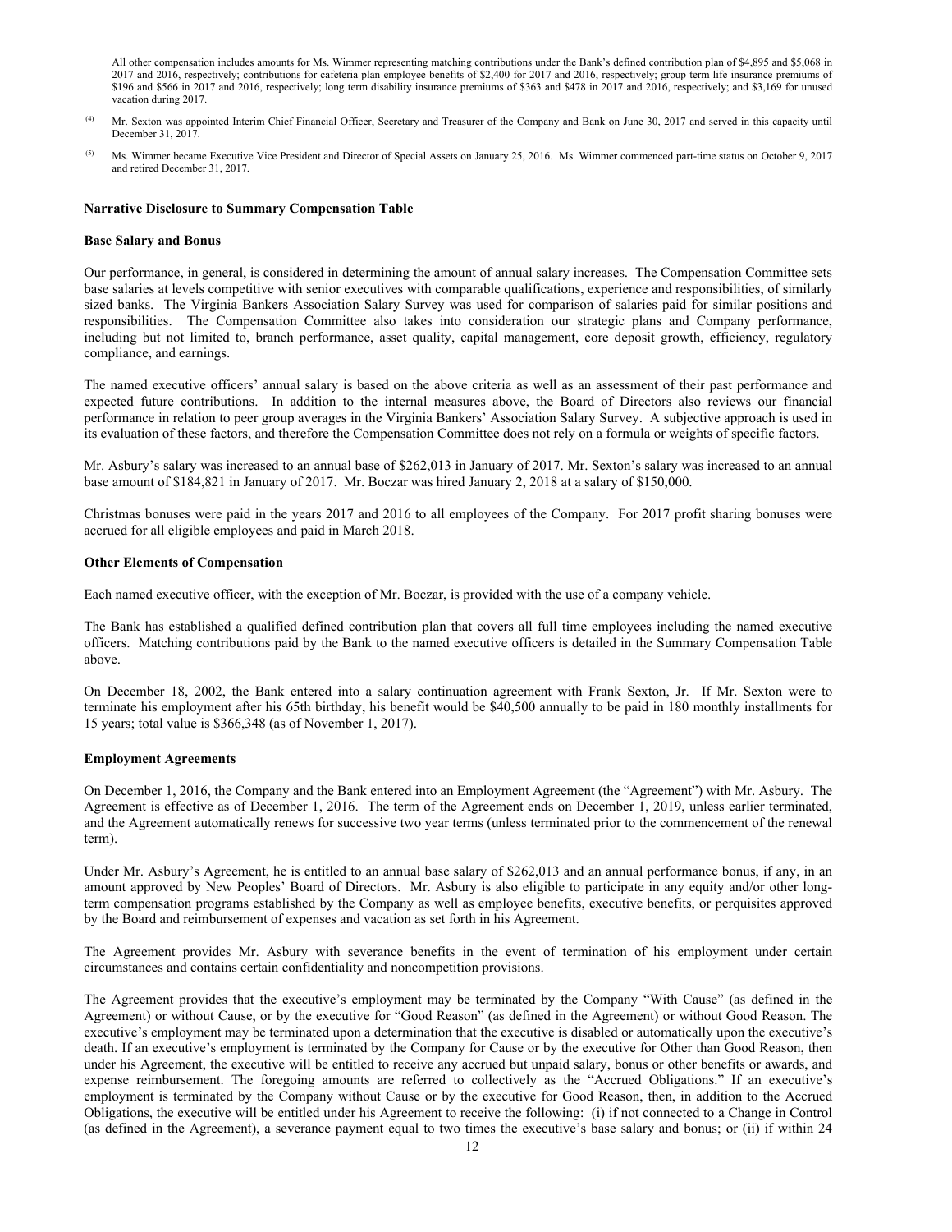All other compensation includes amounts for Ms. Wimmer representing matching contributions under the Bank's defined contribution plan of $4,895 and $5,068 in 2017 and 2016, respectively; contributions for cafeteria plan employee benefits of $2,400 for 2017 and 2016, respectively; group term life insurance premiums of $196 and $566 in 2017 and 2016, respectively; long term disability insurance premiums of $363 and $478 in 2017 and 2016, respectively; and $3,169 for unused vacation during 2017.

(4) Mr. Sexton was appointed Interim Chief Financial Officer, Secretary and Treasurer of the Company and Bank on June 30, 2017 and served in this capacity until December 31, 2017.

(5) Ms. Wimmer became Executive Vice President and Director of Special Assets on January 25, 2016. Ms. Wimmer commenced part-time status on October 9, 2017 and retired December 31, 2017.

**Narrative Disclosure to Summary Compensation Table**

**Base Salary and Bonus**

Our performance, in general, is considered in determining the amount of annual salary increases. The Compensation Committee sets base salaries at levels competitive with senior executives with comparable qualifications, experience and responsibilities, of similarly sized banks. The Virginia Bankers Association Salary Survey was used for comparison of salaries paid for similar positions and responsibilities. The Compensation Committee also takes into consideration our strategic plans and Company performance, including but not limited to, branch performance, asset quality, capital management, core deposit growth, efficiency, regulatory compliance, and earnings.

The named executive officers' annual salary is based on the above criteria as well as an assessment of their past performance and expected future contributions. In addition to the internal measures above, the Board of Directors also reviews our financial performance in relation to peer group averages in the Virginia Bankers' Association Salary Survey. A subjective approach is used in its evaluation of these factors, and therefore the Compensation Committee does not rely on a formula or weights of specific factors.

Mr. Asbury's salary was increased to an annual base of $262,013 in January of 2017. Mr. Sexton's salary was increased to an annual base amount of $184,821 in January of 2017. Mr. Boczar was hired January 2, 2018 at a salary of $150,000.

Christmas bonuses were paid in the years 2017 and 2016 to all employees of the Company. For 2017 profit sharing bonuses were accrued for all eligible employees and paid in March 2018.

**Other Elements of Compensation**

Each named executive officer, with the exception of Mr. Boczar, is provided with the use of a company vehicle.

The Bank has established a qualified defined contribution plan that covers all full time employees including the named executive officers. Matching contributions paid by the Bank to the named executive officers is detailed in the Summary Compensation Table above.

On December 18, 2002, the Bank entered into a salary continuation agreement with Frank Sexton, Jr. If Mr. Sexton were to terminate his employment after his 65th birthday, his benefit would be $40,500 annually to be paid in 180 monthly installments for 15 years; total value is $366,348 (as of November 1, 2017).

**Employment Agreements**

On December 1, 2016, the Company and the Bank entered into an Employment Agreement (the "Agreement") with Mr. Asbury. The Agreement is effective as of December 1, 2016. The term of the Agreement ends on December 1, 2019, unless earlier terminated, and the Agreement automatically renews for successive two year terms (unless terminated prior to the commencement of the renewal term).

Under Mr. Asbury's Agreement, he is entitled to an annual base salary of $262,013 and an annual performance bonus, if any, in an amount approved by New Peoples' Board of Directors. Mr. Asbury is also eligible to participate in any equity and/or other long-term compensation programs established by the Company as well as employee benefits, executive benefits, or perquisites approved by the Board and reimbursement of expenses and vacation as set forth in his Agreement.

The Agreement provides Mr. Asbury with severance benefits in the event of termination of his employment under certain circumstances and contains certain confidentiality and noncompetition provisions.

The Agreement provides that the executive's employment may be terminated by the Company "With Cause" (as defined in the Agreement) or without Cause, or by the executive for "Good Reason" (as defined in the Agreement) or without Good Reason. The executive's employment may be terminated upon a determination that the executive is disabled or automatically upon the executive's death. If an executive's employment is terminated by the Company for Cause or by the executive for Other than Good Reason, then under his Agreement, the executive will be entitled to receive any accrued but unpaid salary, bonus or other benefits or awards, and expense reimbursement. The foregoing amounts are referred to collectively as the "Accrued Obligations." If an executive's employment is terminated by the Company without Cause or by the executive for Good Reason, then, in addition to the Accrued Obligations, the executive will be entitled under his Agreement to receive the following: (i) if not connected to a Change in Control (as defined in the Agreement), a severance payment equal to two times the executive's base salary and bonus; or (ii) if within 24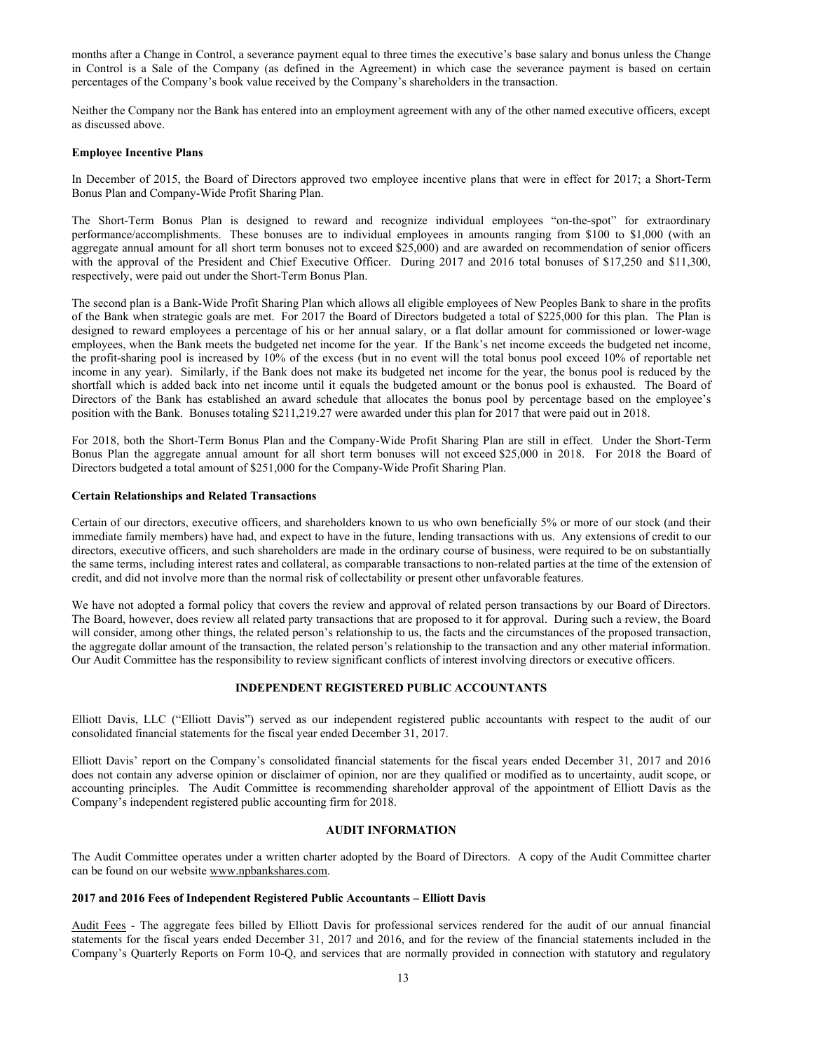months after a Change in Control, a severance payment equal to three times the executive's base salary and bonus unless the Change in Control is a Sale of the Company (as defined in the Agreement) in which case the severance payment is based on certain percentages of the Company's book value received by the Company's shareholders in the transaction.

Neither the Company nor the Bank has entered into an employment agreement with any of the other named executive officers, except as discussed above.

**Employee Incentive Plans**

In December of 2015, the Board of Directors approved two employee incentive plans that were in effect for 2017; a Short-Term Bonus Plan and Company-Wide Profit Sharing Plan.

The Short-Term Bonus Plan is designed to reward and recognize individual employees "on-the-spot" for extraordinary performance/accomplishments. These bonuses are to individual employees in amounts ranging from $100 to $1,000 (with an aggregate annual amount for all short term bonuses not to exceed $25,000) and are awarded on recommendation of senior officers with the approval of the President and Chief Executive Officer. During 2017 and 2016 total bonuses of $17,250 and $11,300, respectively, were paid out under the Short-Term Bonus Plan.

The second plan is a Bank-Wide Profit Sharing Plan which allows all eligible employees of New Peoples Bank to share in the profits of the Bank when strategic goals are met. For 2017 the Board of Directors budgeted a total of $225,000 for this plan. The Plan is designed to reward employees a percentage of his or her annual salary, or a flat dollar amount for commissioned or lower-wage employees, when the Bank meets the budgeted net income for the year. If the Bank's net income exceeds the budgeted net income, the profit-sharing pool is increased by 10% of the excess (but in no event will the total bonus pool exceed 10% of reportable net income in any year). Similarly, if the Bank does not make its budgeted net income for the year, the bonus pool is reduced by the shortfall which is added back into net income until it equals the budgeted amount or the bonus pool is exhausted. The Board of Directors of the Bank has established an award schedule that allocates the bonus pool by percentage based on the employee's position with the Bank. Bonuses totaling $211,219.27 were awarded under this plan for 2017 that were paid out in 2018.

For 2018, both the Short-Term Bonus Plan and the Company-Wide Profit Sharing Plan are still in effect. Under the Short-Term Bonus Plan the aggregate annual amount for all short term bonuses will not exceed $25,000 in 2018. For 2018 the Board of Directors budgeted a total amount of $251,000 for the Company-Wide Profit Sharing Plan.

**Certain Relationships and Related Transactions**

Certain of our directors, executive officers, and shareholders known to us who own beneficially 5% or more of our stock (and their immediate family members) have had, and expect to have in the future, lending transactions with us. Any extensions of credit to our directors, executive officers, and such shareholders are made in the ordinary course of business, were required to be on substantially the same terms, including interest rates and collateral, as comparable transactions to non-related parties at the time of the extension of credit, and did not involve more than the normal risk of collectability or present other unfavorable features.

We have not adopted a formal policy that covers the review and approval of related person transactions by our Board of Directors. The Board, however, does review all related party transactions that are proposed to it for approval. During such a review, the Board will consider, among other things, the related person's relationship to us, the facts and the circumstances of the proposed transaction, the aggregate dollar amount of the transaction, the related person's relationship to the transaction and any other material information. Our Audit Committee has the responsibility to review significant conflicts of interest involving directors or executive officers.

## INDEPENDENT REGISTERED PUBLIC ACCOUNTANTS

Elliott Davis, LLC ("Elliott Davis") served as our independent registered public accountants with respect to the audit of our consolidated financial statements for the fiscal year ended December 31, 2017.

Elliott Davis' report on the Company's consolidated financial statements for the fiscal years ended December 31, 2017 and 2016 does not contain any adverse opinion or disclaimer of opinion, nor are they qualified or modified as to uncertainty, audit scope, or accounting principles. The Audit Committee is recommending shareholder approval of the appointment of Elliott Davis as the Company's independent registered public accounting firm for 2018.

## AUDIT INFORMATION

The Audit Committee operates under a written charter adopted by the Board of Directors. A copy of the Audit Committee charter can be found on our website www.npbankshares.com.

**2017 and 2016 Fees of Independent Registered Public Accountants – Elliott Davis**

Audit Fees - The aggregate fees billed by Elliott Davis for professional services rendered for the audit of our annual financial statements for the fiscal years ended December 31, 2017 and 2016, and for the review of the financial statements included in the Company's Quarterly Reports on Form 10-Q, and services that are normally provided in connection with statutory and regulatory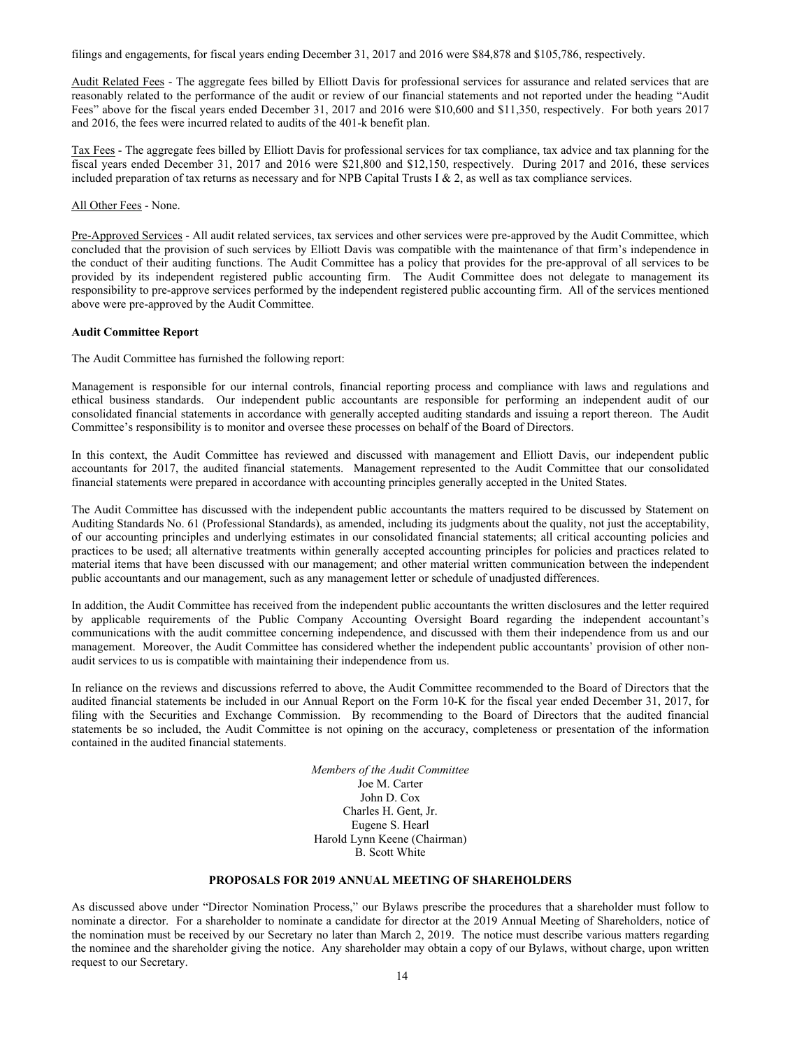filings and engagements, for fiscal years ending December 31, 2017 and 2016 were $84,878 and $105,786, respectively.

Audit Related Fees - The aggregate fees billed by Elliott Davis for professional services for assurance and related services that are reasonably related to the performance of the audit or review of our financial statements and not reported under the heading "Audit Fees" above for the fiscal years ended December 31, 2017 and 2016 were $10,600 and $11,350, respectively. For both years 2017 and 2016, the fees were incurred related to audits of the 401-k benefit plan.

Tax Fees - The aggregate fees billed by Elliott Davis for professional services for tax compliance, tax advice and tax planning for the fiscal years ended December 31, 2017 and 2016 were $21,800 and $12,150, respectively. During 2017 and 2016, these services included preparation of tax returns as necessary and for NPB Capital Trusts I & 2, as well as tax compliance services.

All Other Fees - None.

Pre-Approved Services - All audit related services, tax services and other services were pre-approved by the Audit Committee, which concluded that the provision of such services by Elliott Davis was compatible with the maintenance of that firm's independence in the conduct of their auditing functions. The Audit Committee has a policy that provides for the pre-approval of all services to be provided by its independent registered public accounting firm. The Audit Committee does not delegate to management its responsibility to pre-approve services performed by the independent registered public accounting firm. All of the services mentioned above were pre-approved by the Audit Committee.

**Audit Committee Report**

The Audit Committee has furnished the following report:

Management is responsible for our internal controls, financial reporting process and compliance with laws and regulations and ethical business standards. Our independent public accountants are responsible for performing an independent audit of our consolidated financial statements in accordance with generally accepted auditing standards and issuing a report thereon. The Audit Committee's responsibility is to monitor and oversee these processes on behalf of the Board of Directors.

In this context, the Audit Committee has reviewed and discussed with management and Elliott Davis, our independent public accountants for 2017, the audited financial statements. Management represented to the Audit Committee that our consolidated financial statements were prepared in accordance with accounting principles generally accepted in the United States.

The Audit Committee has discussed with the independent public accountants the matters required to be discussed by Statement on Auditing Standards No. 61 (Professional Standards), as amended, including its judgments about the quality, not just the acceptability, of our accounting principles and underlying estimates in our consolidated financial statements; all critical accounting policies and practices to be used; all alternative treatments within generally accepted accounting principles for policies and practices related to material items that have been discussed with our management; and other material written communication between the independent public accountants and our management, such as any management letter or schedule of unadjusted differences.

In addition, the Audit Committee has received from the independent public accountants the written disclosures and the letter required by applicable requirements of the Public Company Accounting Oversight Board regarding the independent accountant's communications with the audit committee concerning independence, and discussed with them their independence from us and our management. Moreover, the Audit Committee has considered whether the independent public accountants' provision of other non-audit services to us is compatible with maintaining their independence from us.

In reliance on the reviews and discussions referred to above, the Audit Committee recommended to the Board of Directors that the audited financial statements be included in our Annual Report on the Form 10-K for the fiscal year ended December 31, 2017, for filing with the Securities and Exchange Commission. By recommending to the Board of Directors that the audited financial statements be so included, the Audit Committee is not opining on the accuracy, completeness or presentation of the information contained in the audited financial statements.

*Members of the Audit Committee*
Joe M. Carter
John D. Cox
Charles H. Gent, Jr.
Eugene S. Hearl
Harold Lynn Keene (Chairman)
B. Scott White

**PROPOSALS FOR 2019 ANNUAL MEETING OF SHAREHOLDERS**

As discussed above under "Director Nomination Process," our Bylaws prescribe the procedures that a shareholder must follow to nominate a director. For a shareholder to nominate a candidate for director at the 2019 Annual Meeting of Shareholders, notice of the nomination must be received by our Secretary no later than March 2, 2019. The notice must describe various matters regarding the nominee and the shareholder giving the notice. Any shareholder may obtain a copy of our Bylaws, without charge, upon written request to our Secretary.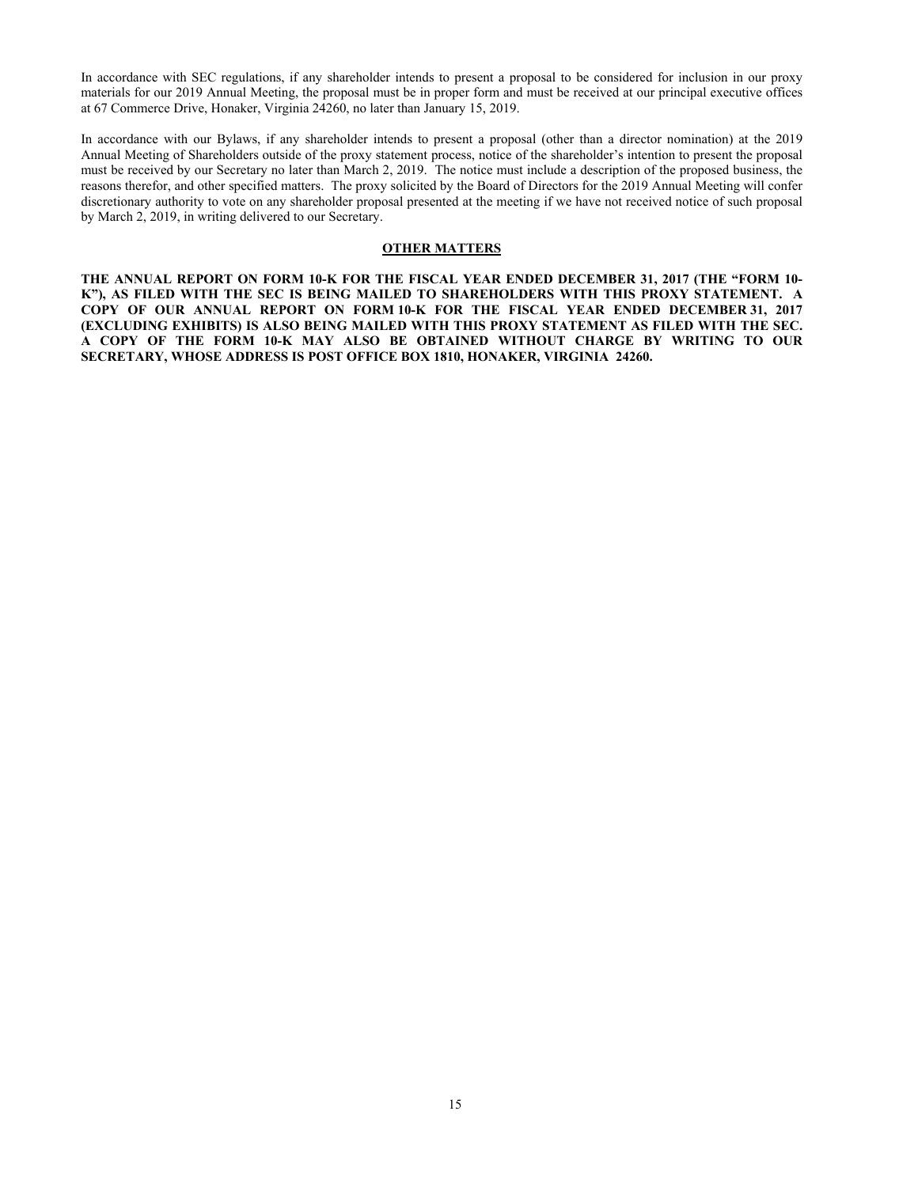In accordance with SEC regulations, if any shareholder intends to present a proposal to be considered for inclusion in our proxy materials for our 2019 Annual Meeting, the proposal must be in proper form and must be received at our principal executive offices at 67 Commerce Drive, Honaker, Virginia 24260, no later than January 15, 2019.

In accordance with our Bylaws, if any shareholder intends to present a proposal (other than a director nomination) at the 2019 Annual Meeting of Shareholders outside of the proxy statement process, notice of the shareholder's intention to present the proposal must be received by our Secretary no later than March 2, 2019. The notice must include a description of the proposed business, the reasons therefor, and other specified matters. The proxy solicited by the Board of Directors for the 2019 Annual Meeting will confer discretionary authority to vote on any shareholder proposal presented at the meeting if we have not received notice of such proposal by March 2, 2019, in writing delivered to our Secretary.

## OTHER MATTERS

**THE ANNUAL REPORT ON FORM 10-K FOR THE FISCAL YEAR ENDED DECEMBER 31, 2017 (THE "FORM 10-K"), AS FILED WITH THE SEC IS BEING MAILED TO SHAREHOLDERS WITH THIS PROXY STATEMENT. A COPY OF OUR ANNUAL REPORT ON FORM 10-K FOR THE FISCAL YEAR ENDED DECEMBER 31, 2017 (EXCLUDING EXHIBITS) IS ALSO BEING MAILED WITH THIS PROXY STATEMENT AS FILED WITH THE SEC. A COPY OF THE FORM 10-K MAY ALSO BE OBTAINED WITHOUT CHARGE BY WRITING TO OUR SECRETARY, WHOSE ADDRESS IS POST OFFICE BOX 1810, HONAKER, VIRGINIA 24260.**